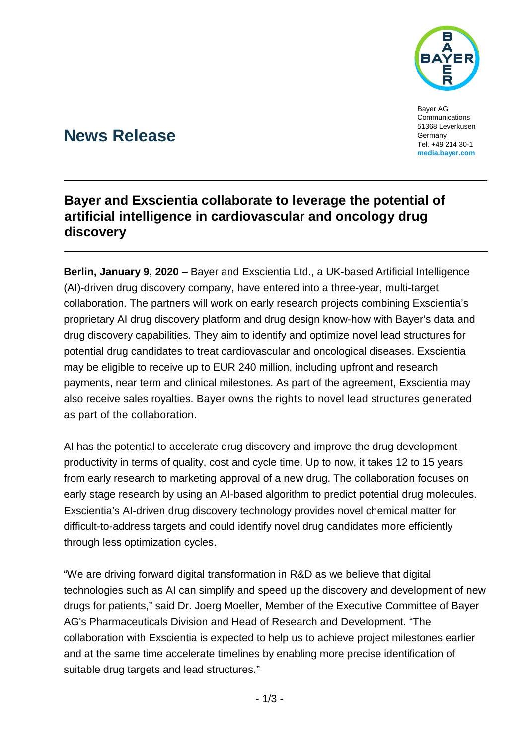Bayer AG
Communications
51368 Leverkusen
Germany
Tel. +49 214 30-1
**media.bayer.com**

# News Release

## Bayer and Exscientia collaborate to leverage the potential of artificial intelligence in cardiovascular and oncology drug discovery

**Berlin, January 9, 2020** – Bayer and Exscientia Ltd., a UK-based Artificial Intelligence (AI)-driven drug discovery company, have entered into a three-year, multi-target collaboration. The partners will work on early research projects combining Exscientia's proprietary AI drug discovery platform and drug design know-how with Bayer's data and drug discovery capabilities. They aim to identify and optimize novel lead structures for potential drug candidates to treat cardiovascular and oncological diseases. Exscientia may be eligible to receive up to EUR 240 million, including upfront and research payments, near term and clinical milestones. As part of the agreement, Exscientia may also receive sales royalties. Bayer owns the rights to novel lead structures generated as part of the collaboration.

AI has the potential to accelerate drug discovery and improve the drug development productivity in terms of quality, cost and cycle time. Up to now, it takes 12 to 15 years from early research to marketing approval of a new drug. The collaboration focuses on early stage research by using an AI-based algorithm to predict potential drug molecules. Exscientia's AI-driven drug discovery technology provides novel chemical matter for difficult-to-address targets and could identify novel drug candidates more efficiently through less optimization cycles.

"We are driving forward digital transformation in R&D as we believe that digital technologies such as AI can simplify and speed up the discovery and development of new drugs for patients," said Dr. Joerg Moeller, Member of the Executive Committee of Bayer AG's Pharmaceuticals Division and Head of Research and Development. "The collaboration with Exscientia is expected to help us to achieve project milestones earlier and at the same time accelerate timelines by enabling more precise identification of suitable drug targets and lead structures."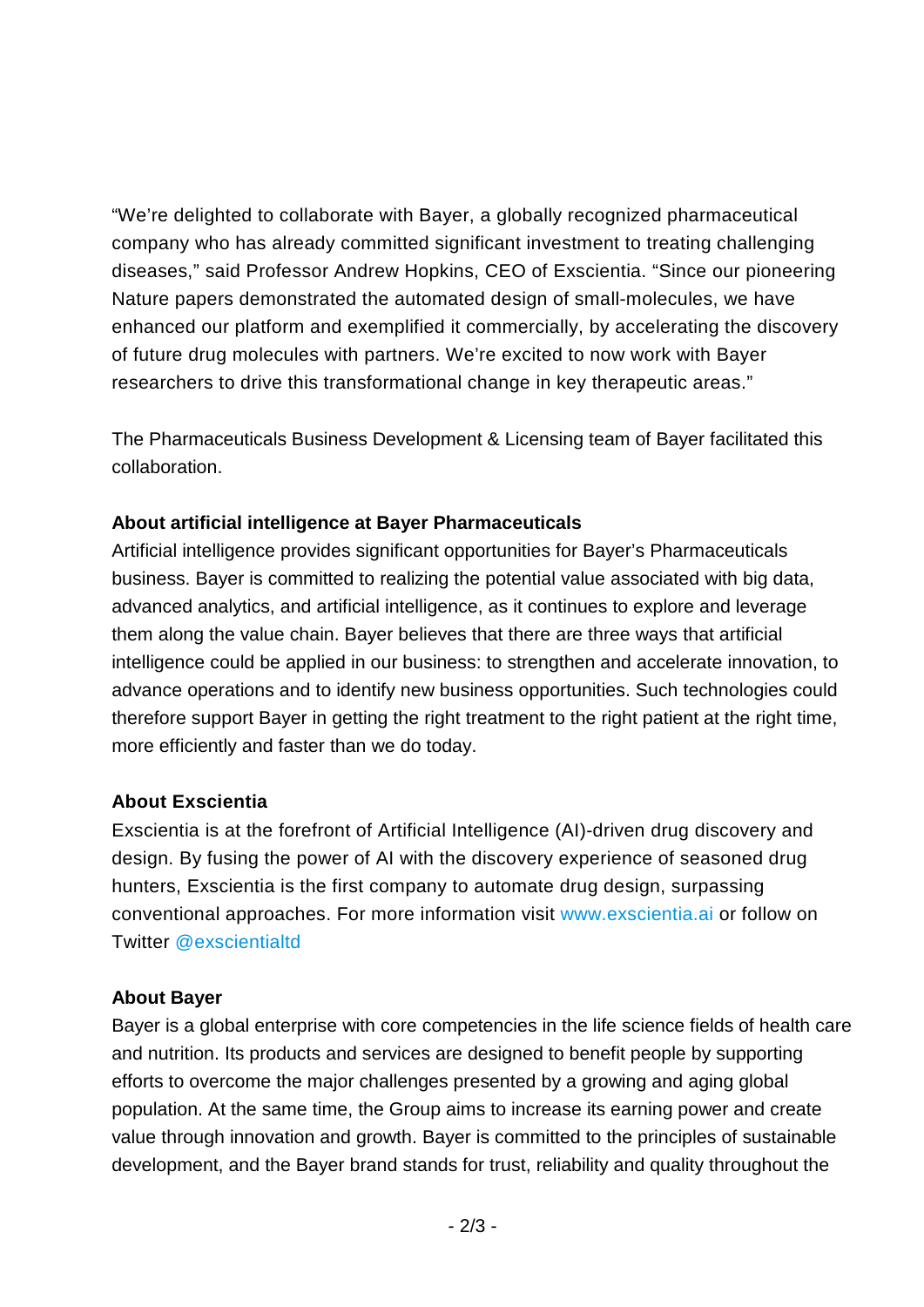"We're delighted to collaborate with Bayer, a globally recognized pharmaceutical company who has already committed significant investment to treating challenging diseases," said Professor Andrew Hopkins, CEO of Exscientia. "Since our pioneering Nature papers demonstrated the automated design of small-molecules, we have enhanced our platform and exemplified it commercially, by accelerating the discovery of future drug molecules with partners. We're excited to now work with Bayer researchers to drive this transformational change in key therapeutic areas."

The Pharmaceuticals Business Development & Licensing team of Bayer facilitated this collaboration.

**About artificial intelligence at Bayer Pharmaceuticals**

Artificial intelligence provides significant opportunities for Bayer's Pharmaceuticals business. Bayer is committed to realizing the potential value associated with big data, advanced analytics, and artificial intelligence, as it continues to explore and leverage them along the value chain. Bayer believes that there are three ways that artificial intelligence could be applied in our business: to strengthen and accelerate innovation, to advance operations and to identify new business opportunities. Such technologies could therefore support Bayer in getting the right treatment to the right patient at the right time, more efficiently and faster than we do today.

**About Exscientia**

Exscientia is at the forefront of Artificial Intelligence (AI)-driven drug discovery and design. By fusing the power of AI with the discovery experience of seasoned drug hunters, Exscientia is the first company to automate drug design, surpassing conventional approaches. For more information visit www.exscientia.ai or follow on Twitter @exscientialtd

**About Bayer**

Bayer is a global enterprise with core competencies in the life science fields of health care and nutrition. Its products and services are designed to benefit people by supporting efforts to overcome the major challenges presented by a growing and aging global population. At the same time, the Group aims to increase its earning power and create value through innovation and growth. Bayer is committed to the principles of sustainable development, and the Bayer brand stands for trust, reliability and quality throughout the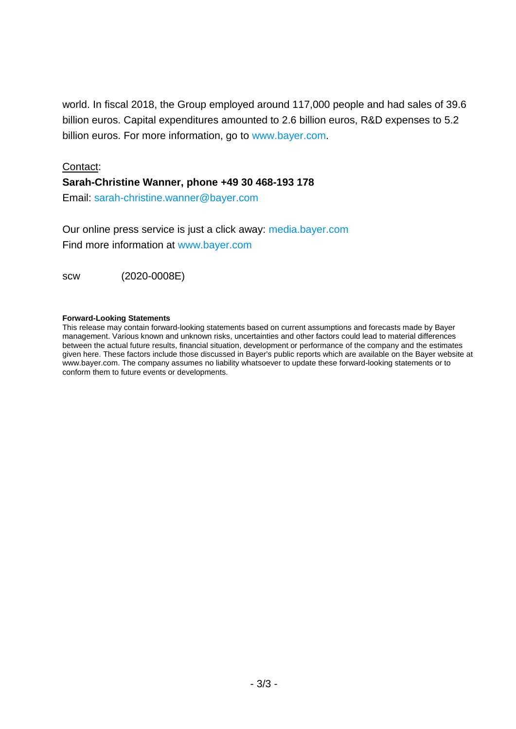world. In fiscal 2018, the Group employed around 117,000 people and had sales of 39.6 billion euros. Capital expenditures amounted to 2.6 billion euros, R&D expenses to 5.2 billion euros. For more information, go to www.bayer.com.

Contact:

**Sarah-Christine Wanner, phone +49 30 468-193 178**

Email: sarah-christine.wanner@bayer.com

Our online press service is just a click away: media.bayer.com

Find more information at www.bayer.com

scw (2020-0008E)

**Forward-Looking Statements**

This release may contain forward-looking statements based on current assumptions and forecasts made by Bayer management. Various known and unknown risks, uncertainties and other factors could lead to material differences between the actual future results, financial situation, development or performance of the company and the estimates given here. These factors include those discussed in Bayer's public reports which are available on the Bayer website at www.bayer.com. The company assumes no liability whatsoever to update these forward-looking statements or to conform them to future events or developments.